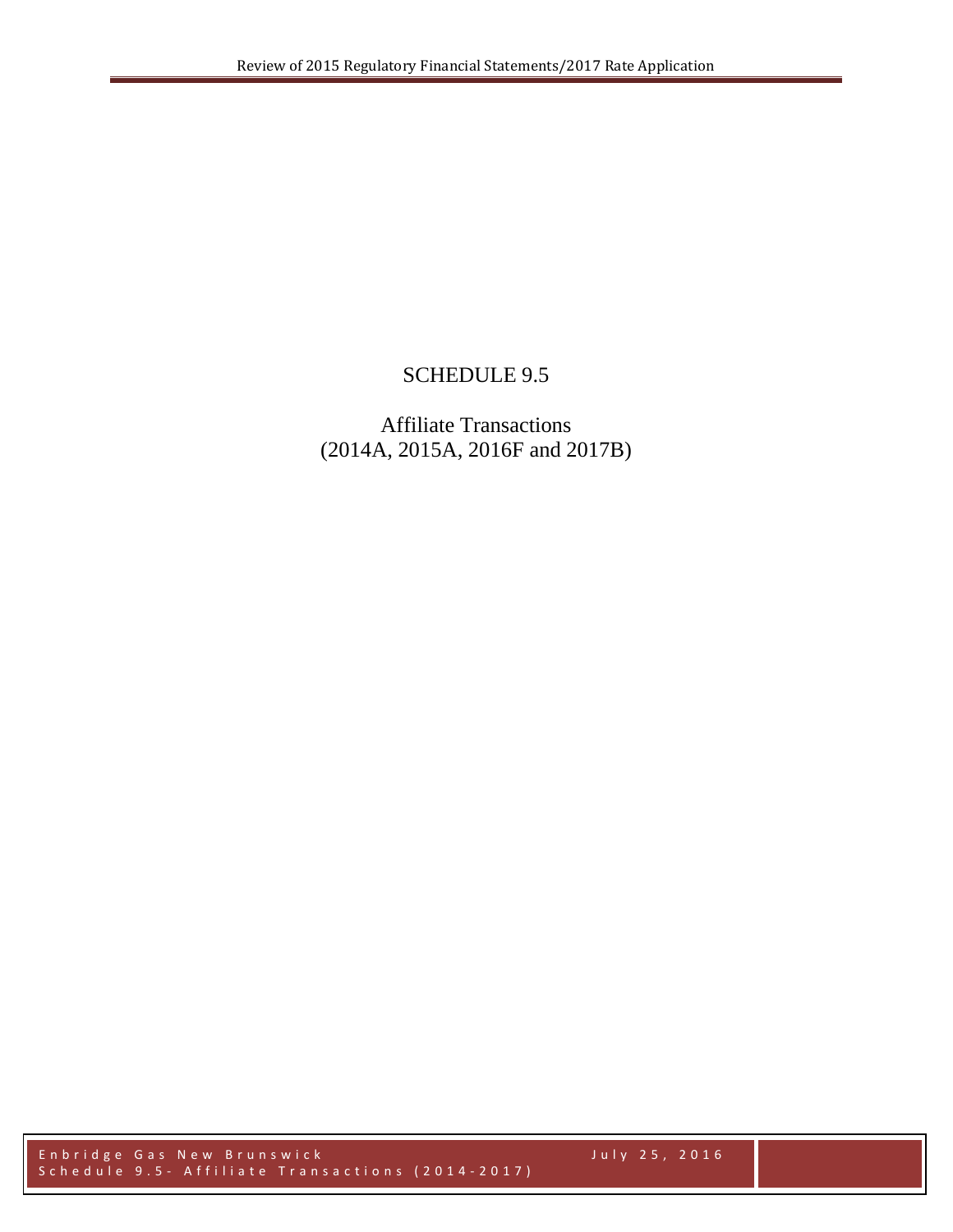# SCHEDULE 9.5

## Affiliate Transactions
## (2014A, 2015A, 2016F and 2017B)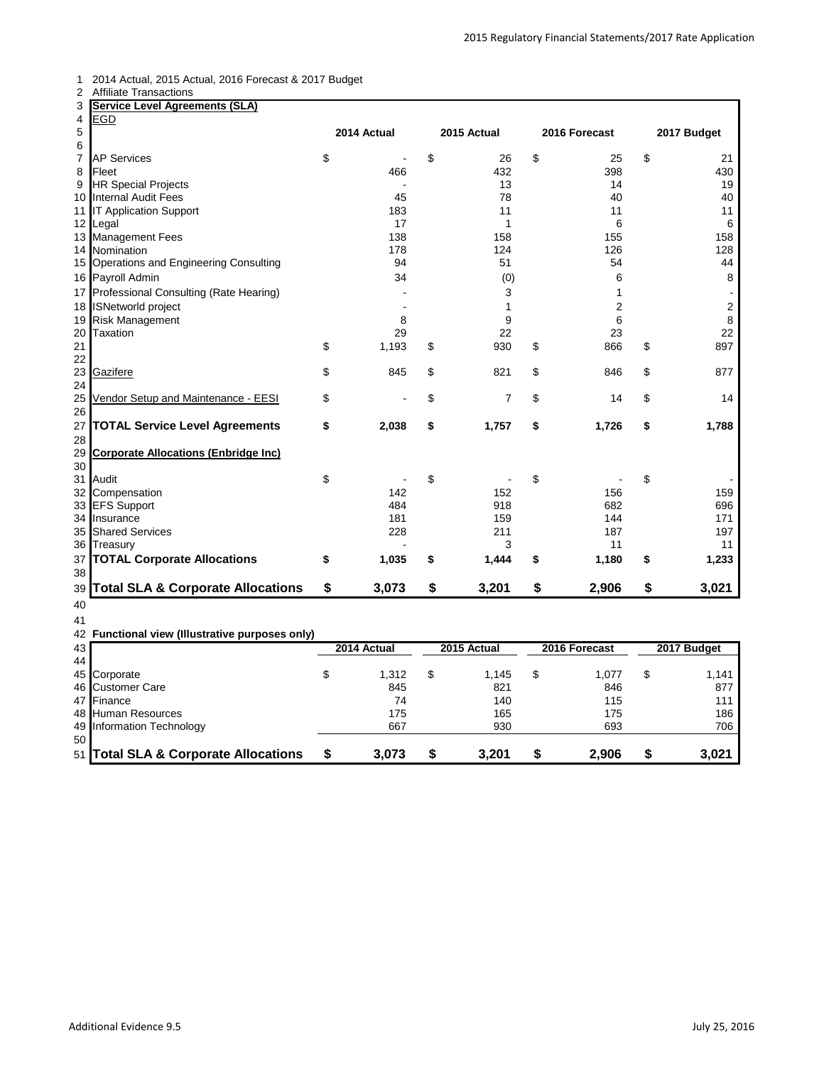2014 Actual, 2015 Actual, 2016 Forecast & 2017 Budget

Affiliate Transactions

| | 2014 Actual | 2015 Actual | 2016 Forecast | 2017 Budget |
|---|---|---|---|---|
| **Service Level Agreements (SLA)** | | | | |
| EGD | | | | |
| AP Services | $ - | $ 26 | $ 25 | $ 21 |
| Fleet | 466 | 432 | 398 | 430 |
| HR Special Projects | - | 13 | 14 | 19 |
| Internal Audit Fees | 45 | 78 | 40 | 40 |
| IT Application Support | 183 | 11 | 11 | 11 |
| Legal | 17 | 1 | 6 | 6 |
| Management Fees | 138 | 158 | 155 | 158 |
| Nomination | 178 | 124 | 126 | 128 |
| Operations and Engineering Consulting | 94 | 51 | 54 | 44 |
| Payroll Admin | 34 | (0) | 6 | 8 |
| Professional Consulting (Rate Hearing) | - | 3 | 1 | - |
| ISNetworld project | - | 1 | 2 | 2 |
| Risk Management | 8 | 9 | 6 | 8 |
| Taxation | 29 | 22 | 23 | 22 |
| | $ 1,193 | $ 930 | $ 866 | $ 897 |
| Gazifere | $ 845 | $ 821 | $ 846 | $ 877 |
| Vendor Setup and Maintenance - EESI | $ - | $ 7 | $ 14 | $ 14 |
| **TOTAL Service Level Agreements** | **$ 2,038** | **$ 1,757** | **$ 1,726** | **$ 1,788** |
| **Corporate Allocations (Enbridge Inc)** | | | | |
| Audit | $ - | $ - | $ - | $ - |
| Compensation | 142 | 152 | 156 | 159 |
| EFS Support | 484 | 918 | 682 | 696 |
| Insurance | 181 | 159 | 144 | 171 |
| Shared Services | 228 | 211 | 187 | 197 |
| Treasury | - | 3 | 11 | 11 |
| **TOTAL Corporate Allocations** | **$ 1,035** | **$ 1,444** | **$ 1,180** | **$ 1,233** |
| **Total SLA & Corporate Allocations** | **$ 3,073** | **$ 3,201** | **$ 2,906** | **$ 3,021** |

**Functional view (Illustrative purposes only)**

| | 2014 Actual | 2015 Actual | 2016 Forecast | 2017 Budget |
|---|---|---|---|---|
| Corporate | $ 1,312 | $ 1,145 | $ 1,077 | $ 1,141 |
| Customer Care | 845 | 821 | 846 | 877 |
| Finance | 74 | 140 | 115 | 111 |
| Human Resources | 175 | 165 | 175 | 186 |
| Information Technology | 667 | 930 | 693 | 706 |
| **Total SLA & Corporate Allocations** | **$ 3,073** | **$ 3,201** | **$ 2,906** | **$ 3,021** |